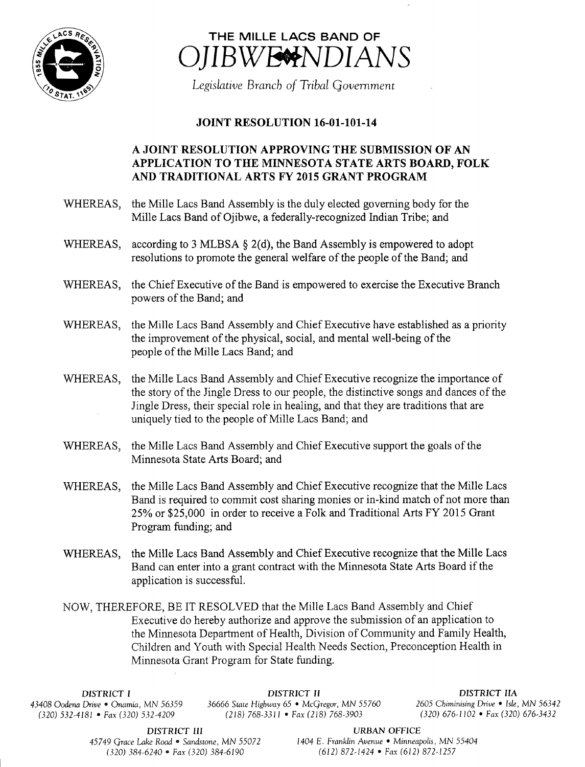# THE MILLE LACS BAND OF OJIBWE INDIANS

*Legislative Branch of Tribal Government*

## JOINT RESOLUTION 16-01-101-14

### A JOINT RESOLUTION APPROVING THE SUBMISSION OF AN APPLICATION TO THE MINNESOTA STATE ARTS BOARD, FOLK AND TRADITIONAL ARTS FY 2015 GRANT PROGRAM

WHEREAS, the Mille Lacs Band Assembly is the duly elected governing body for the Mille Lacs Band of Ojibwe, a federally-recognized Indian Tribe; and

WHEREAS, according to 3 MLBSA § 2(d), the Band Assembly is empowered to adopt resolutions to promote the general welfare of the people of the Band; and

WHEREAS, the Chief Executive of the Band is empowered to exercise the Executive Branch powers of the Band; and

WHEREAS, the Mille Lacs Band Assembly and Chief Executive have established as a priority the improvement of the physical, social, and mental well-being of the people of the Mille Lacs Band; and

WHEREAS, the Mille Lacs Band Assembly and Chief Executive recognize the importance of the story of the Jingle Dress to our people, the distinctive songs and dances of the Jingle Dress, their special role in healing, and that they are traditions that are uniquely tied to the people of Mille Lacs Band; and

WHEREAS, the Mille Lacs Band Assembly and Chief Executive support the goals of the Minnesota State Arts Board; and

WHEREAS, the Mille Lacs Band Assembly and Chief Executive recognize that the Mille Lacs Band is required to commit cost sharing monies or in-kind match of not more than 25% or $25,000 in order to receive a Folk and Traditional Arts FY 2015 Grant Program funding; and

WHEREAS, the Mille Lacs Band Assembly and Chief Executive recognize that the Mille Lacs Band can enter into a grant contract with the Minnesota State Arts Board if the application is successful.

NOW, THEREFORE, BE IT RESOLVED that the Mille Lacs Band Assembly and Chief Executive do hereby authorize and approve the submission of an application to the Minnesota Department of Health, Division of Community and Family Health, Children and Youth with Special Health Needs Section, Preconception Health in Minnesota Grant Program for State funding.

DISTRICT I
43408 Oodena Drive • Onamia, MN 56359
(320) 532-4181 • Fax (320) 532-4209

DISTRICT II
36666 State Highway 65 • McGregor, MN 55760
(218) 768-3311 • Fax (218) 768-3903

DISTRICT IIA
2605 Chiminising Drive • Isle, MN 56342
(320) 676-1102 • Fax (320) 676-3432

DISTRICT III
45749 Grace Lake Road • Sandstone, MN 55072
(320) 384-6240 • Fax (320) 384-6190

URBAN OFFICE
1404 E. Franklin Avenue • Minneapolis, MN 55404
(612) 872-1424 • Fax (612) 872-1257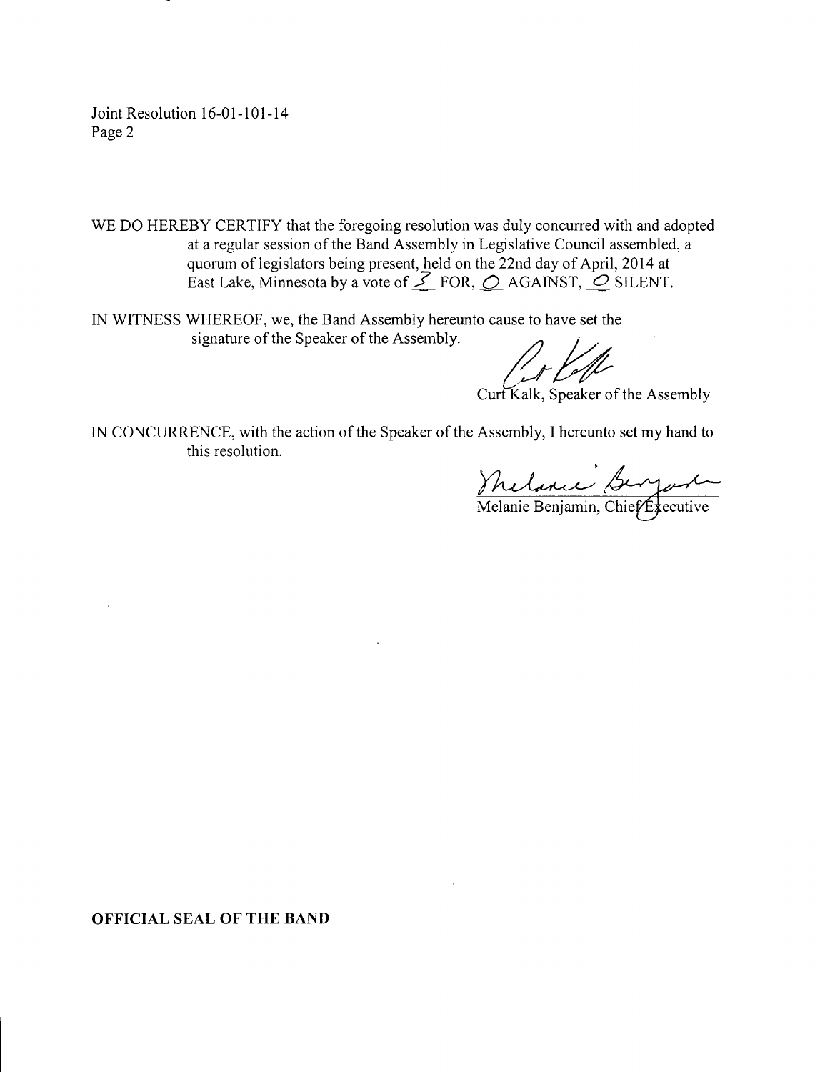Joint Resolution 16-01-101-14
Page 2

WE DO HEREBY CERTIFY that the foregoing resolution was duly concurred with and adopted at a regular session of the Band Assembly in Legislative Council assembled, a quorum of legislators being present, held on the 22nd day of April, 2014 at East Lake, Minnesota by a vote of 3 FOR, 0 AGAINST, 0 SILENT.

IN WITNESS WHEREOF, we, the Band Assembly hereunto cause to have set the signature of the Speaker of the Assembly.

Curt Kalk, Speaker of the Assembly

IN CONCURRENCE, with the action of the Speaker of the Assembly, I hereunto set my hand to this resolution.

Melanie Benjamin, Chief Executive

**OFFICIAL SEAL OF THE BAND**